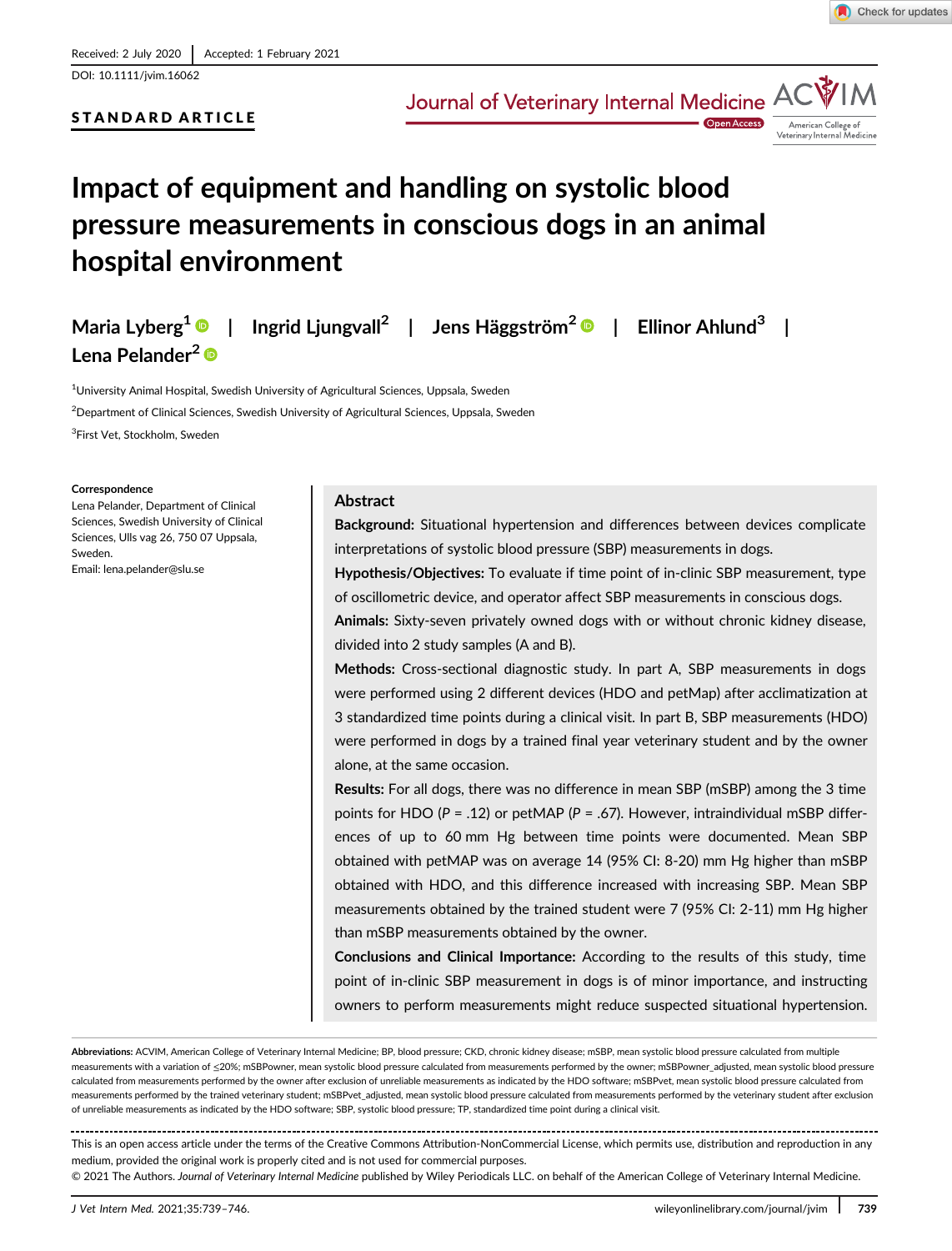Received: 2 July 2020 | Accepted: 1 February 2021

DOI: 10.1111/jvim.16062

**STANDARD ARTICLE**

# Impact of equipment and handling on systolic blood pressure measurements in conscious dogs in an animal hospital environment

Maria Lyberg[1] | Ingrid Ljungvall[2] | Jens Häggström[2] | Ellinor Ahlund[3] | Lena Pelander[2]

[1]University Animal Hospital, Swedish University of Agricultural Sciences, Uppsala, Sweden

[2]Department of Clinical Sciences, Swedish University of Agricultural Sciences, Uppsala, Sweden

[3]First Vet, Stockholm, Sweden

**Correspondence**

Lena Pelander, Department of Clinical Sciences, Swedish University of Clinical Sciences, Ulls vag 26, 750 07 Uppsala, Sweden.

Email: lena.pelander@slu.se

## Abstract

**Background:** Situational hypertension and differences between devices complicate interpretations of systolic blood pressure (SBP) measurements in dogs.

**Hypothesis/Objectives:** To evaluate if time point of in-clinic SBP measurement, type of oscillometric device, and operator affect SBP measurements in conscious dogs.

**Animals:** Sixty-seven privately owned dogs with or without chronic kidney disease, divided into 2 study samples (A and B).

**Methods:** Cross-sectional diagnostic study. In part A, SBP measurements in dogs were performed using 2 different devices (HDO and petMap) after acclimatization at 3 standardized time points during a clinical visit. In part B, SBP measurements (HDO) were performed in dogs by a trained final year veterinary student and by the owner alone, at the same occasion.

**Results:** For all dogs, there was no difference in mean SBP (mSBP) among the 3 time points for HDO (*P* = .12) or petMAP (*P* = .67). However, intraindividual mSBP differences of up to 60 mm Hg between time points were documented. Mean SBP obtained with petMAP was on average 14 (95% CI: 8-20) mm Hg higher than mSBP obtained with HDO, and this difference increased with increasing SBP. Mean SBP measurements obtained by the trained student were 7 (95% CI: 2-11) mm Hg higher than mSBP measurements obtained by the owner.

**Conclusions and Clinical Importance:** According to the results of this study, time point of in-clinic SBP measurement in dogs is of minor importance, and instructing owners to perform measurements might reduce suspected situational hypertension.

**Abbreviations:** ACVIM, American College of Veterinary Internal Medicine; BP, blood pressure; CKD, chronic kidney disease; mSBP, mean systolic blood pressure calculated from multiple measurements with a variation of ≤20%; mSBPowner, mean systolic blood pressure calculated from measurements performed by the owner; mSBPowner_adjusted, mean systolic blood pressure calculated from measurements performed by the owner after exclusion of unreliable measurements as indicated by the HDO software; mSBPvet, mean systolic blood pressure calculated from measurements performed by the trained veterinary student; mSBPvet_adjusted, mean systolic blood pressure calculated from measurements performed by the veterinary student after exclusion of unreliable measurements as indicated by the HDO software; SBP, systolic blood pressure; TP, standardized time point during a clinical visit.

This is an open access article under the terms of the Creative Commons Attribution-NonCommercial License, which permits use, distribution and reproduction in any medium, provided the original work is properly cited and is not used for commercial purposes.

© 2021 The Authors. *Journal of Veterinary Internal Medicine* published by Wiley Periodicals LLC. on behalf of the American College of Veterinary Internal Medicine.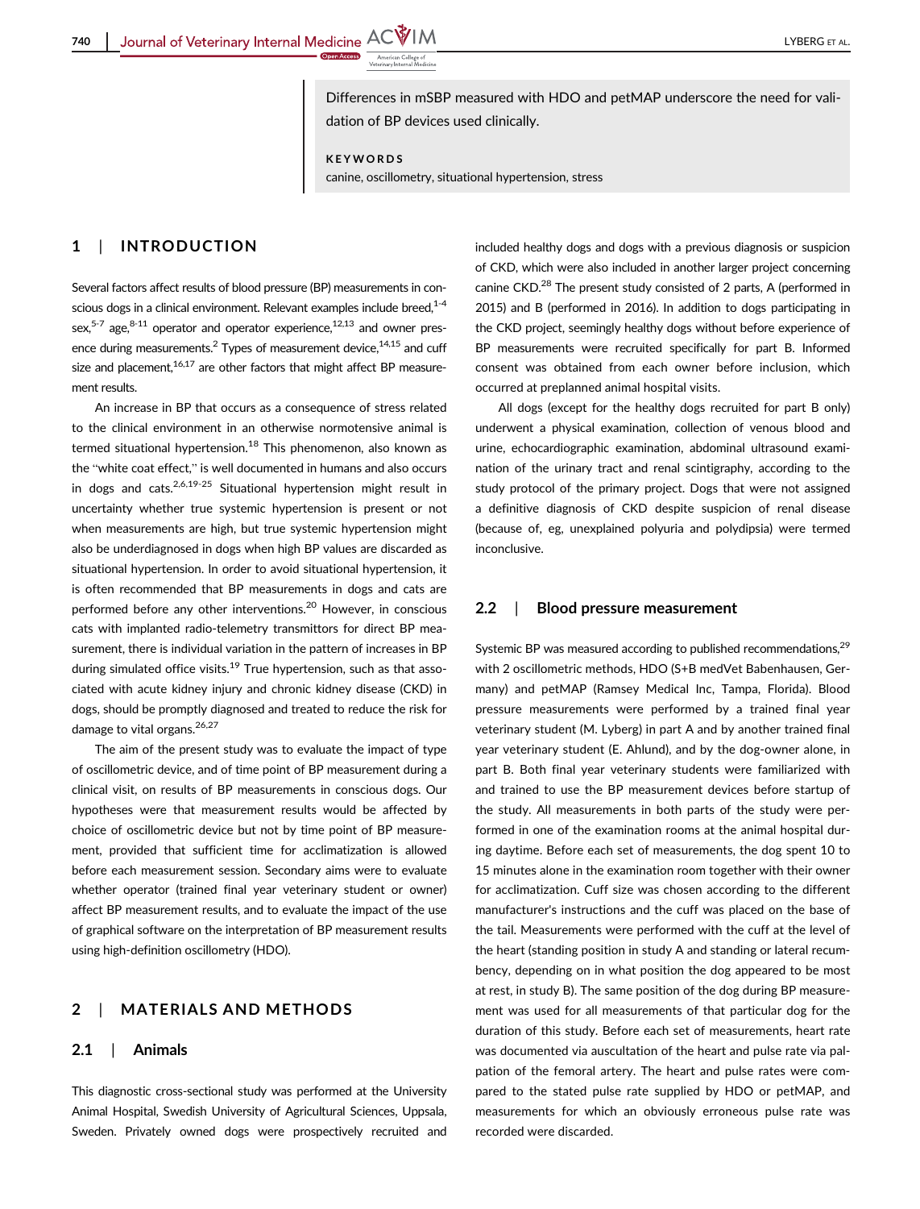Differences in mSBP measured with HDO and petMAP underscore the need for validation of BP devices used clinically.

**KEYWORDS**

canine, oscillometry, situational hypertension, stress

## 1 | INTRODUCTION

Several factors affect results of blood pressure (BP) measurements in conscious dogs in a clinical environment. Relevant examples include breed,[1-4] sex,[5-7] age,[8-11] operator and operator experience,[12,13] and owner presence during measurements.[2] Types of measurement device,[14,15] and cuff size and placement,[16,17] are other factors that might affect BP measurement results.

An increase in BP that occurs as a consequence of stress related to the clinical environment in an otherwise normotensive animal is termed situational hypertension.[18] This phenomenon, also known as the "white coat effect," is well documented in humans and also occurs in dogs and cats.[2,6,19-25] Situational hypertension might result in uncertainty whether true systemic hypertension is present or not when measurements are high, but true systemic hypertension might also be underdiagnosed in dogs when high BP values are discarded as situational hypertension. In order to avoid situational hypertension, it is often recommended that BP measurements in dogs and cats are performed before any other interventions.[20] However, in conscious cats with implanted radio-telemetry transmittors for direct BP measurement, there is individual variation in the pattern of increases in BP during simulated office visits.[19] True hypertension, such as that associated with acute kidney injury and chronic kidney disease (CKD) in dogs, should be promptly diagnosed and treated to reduce the risk for damage to vital organs.[26,27]

The aim of the present study was to evaluate the impact of type of oscillometric device, and of time point of BP measurement during a clinical visit, on results of BP measurements in conscious dogs. Our hypotheses were that measurement results would be affected by choice of oscillometric device but not by time point of BP measurement, provided that sufficient time for acclimatization is allowed before each measurement session. Secondary aims were to evaluate whether operator (trained final year veterinary student or owner) affect BP measurement results, and to evaluate the impact of the use of graphical software on the interpretation of BP measurement results using high-definition oscillometry (HDO).

## 2 | MATERIALS AND METHODS

### 2.1 | Animals

This diagnostic cross-sectional study was performed at the University Animal Hospital, Swedish University of Agricultural Sciences, Uppsala, Sweden. Privately owned dogs were prospectively recruited and included healthy dogs and dogs with a previous diagnosis or suspicion of CKD, which were also included in another larger project concerning canine CKD.[28] The present study consisted of 2 parts, A (performed in 2015) and B (performed in 2016). In addition to dogs participating in the CKD project, seemingly healthy dogs without before experience of BP measurements were recruited specifically for part B. Informed consent was obtained from each owner before inclusion, which occurred at preplanned animal hospital visits.

All dogs (except for the healthy dogs recruited for part B only) underwent a physical examination, collection of venous blood and urine, echocardiographic examination, abdominal ultrasound examination of the urinary tract and renal scintigraphy, according to the study protocol of the primary project. Dogs that were not assigned a definitive diagnosis of CKD despite suspicion of renal disease (because of, eg, unexplained polyuria and polydipsia) were termed inconclusive.

### 2.2 | Blood pressure measurement

Systemic BP was measured according to published recommendations,[29] with 2 oscillometric methods, HDO (S+B medVet Babenhausen, Germany) and petMAP (Ramsey Medical Inc, Tampa, Florida). Blood pressure measurements were performed by a trained final year veterinary student (M. Lyberg) in part A and by another trained final year veterinary student (E. Ahlund), and by the dog-owner alone, in part B. Both final year veterinary students were familiarized with and trained to use the BP measurement devices before startup of the study. All measurements in both parts of the study were performed in one of the examination rooms at the animal hospital during daytime. Before each set of measurements, the dog spent 10 to 15 minutes alone in the examination room together with their owner for acclimatization. Cuff size was chosen according to the different manufacturer's instructions and the cuff was placed on the base of the tail. Measurements were performed with the cuff at the level of the heart (standing position in study A and standing or lateral recumbency, depending on in what position the dog appeared to be most at rest, in study B). The same position of the dog during BP measurement was used for all measurements of that particular dog for the duration of this study. Before each set of measurements, heart rate was documented via auscultation of the heart and pulse rate via palpation of the femoral artery. The heart and pulse rates were compared to the stated pulse rate supplied by HDO or petMAP, and measurements for which an obviously erroneous pulse rate was recorded were discarded.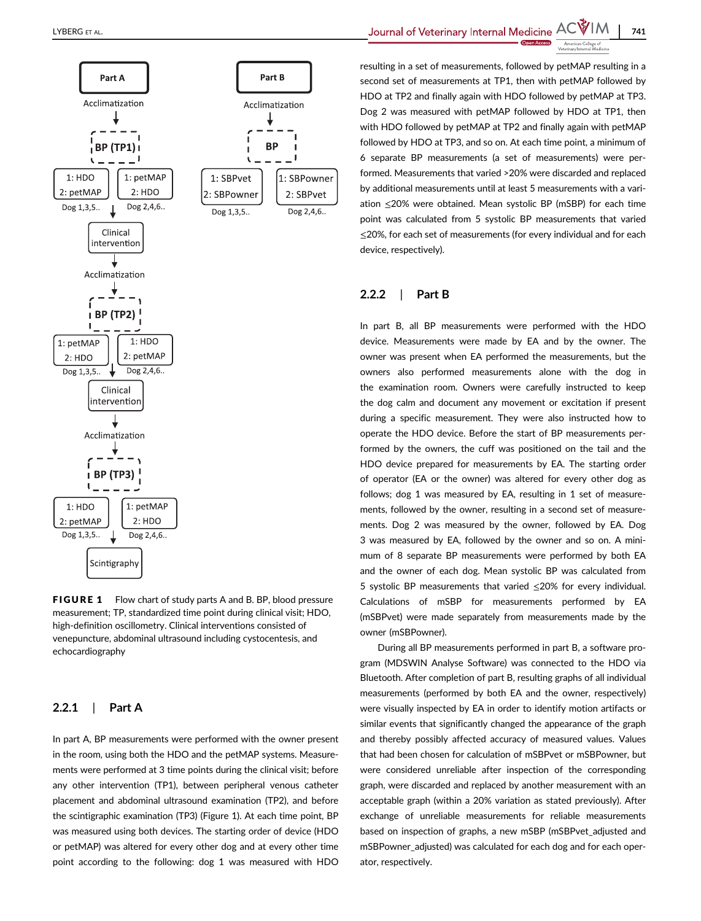FIGURE 1 Flow chart of study parts A and B. BP, blood pressure measurement; TP, standardized time point during clinical visit; HDO, high-definition oscillometry. Clinical interventions consisted of venepuncture, abdominal ultrasound including cystocentesis, and echocardiography

### 2.2.1 | Part A

In part A, BP measurements were performed with the owner present in the room, using both the HDO and the petMAP systems. Measurements were performed at 3 time points during the clinical visit; before any other intervention (TP1), between peripheral venous catheter placement and abdominal ultrasound examination (TP2), and before the scintigraphic examination (TP3) (Figure 1). At each time point, BP was measured using both devices. The starting order of device (HDO or petMAP) was altered for every other dog and at every other time point according to the following: dog 1 was measured with HDO resulting in a set of measurements, followed by petMAP resulting in a second set of measurements at TP1, then with petMAP followed by HDO at TP2 and finally again with HDO followed by petMAP at TP3. Dog 2 was measured with petMAP followed by HDO at TP1, then with HDO followed by petMAP at TP2 and finally again with petMAP followed by HDO at TP3, and so on. At each time point, a minimum of 6 separate BP measurements (a set of measurements) were performed. Measurements that varied >20% were discarded and replaced by additional measurements until at least 5 measurements with a variation ≤20% were obtained. Mean systolic BP (mSBP) for each time point was calculated from 5 systolic BP measurements that varied ≤20%, for each set of measurements (for every individual and for each device, respectively).

### 2.2.2 | Part B

In part B, all BP measurements were performed with the HDO device. Measurements were made by EA and by the owner. The owner was present when EA performed the measurements, but the owners also performed measurements alone with the dog in the examination room. Owners were carefully instructed to keep the dog calm and document any movement or excitation if present during a specific measurement. They were also instructed how to operate the HDO device. Before the start of BP measurements performed by the owners, the cuff was positioned on the tail and the HDO device prepared for measurements by EA. The starting order of operator (EA or the owner) was altered for every other dog as follows; dog 1 was measured by EA, resulting in 1 set of measurements, followed by the owner, resulting in a second set of measurements. Dog 2 was measured by the owner, followed by EA. Dog 3 was measured by EA, followed by the owner and so on. A minimum of 8 separate BP measurements were performed by both EA and the owner of each dog. Mean systolic BP was calculated from 5 systolic BP measurements that varied ≤20% for every individual. Calculations of mSBP for measurements performed by EA (mSBPvet) were made separately from measurements made by the owner (mSBPowner).

During all BP measurements performed in part B, a software program (MDSWIN Analyse Software) was connected to the HDO via Bluetooth. After completion of part B, resulting graphs of all individual measurements (performed by both EA and the owner, respectively) were visually inspected by EA in order to identify motion artifacts or similar events that significantly changed the appearance of the graph and thereby possibly affected accuracy of measured values. Values that had been chosen for calculation of mSBPvet or mSBPowner, but were considered unreliable after inspection of the corresponding graph, were discarded and replaced by another measurement with an acceptable graph (within a 20% variation as stated previously). After exchange of unreliable measurements for reliable measurements based on inspection of graphs, a new mSBP (mSBPvet_adjusted and mSBPowner_adjusted) was calculated for each dog and for each operator, respectively.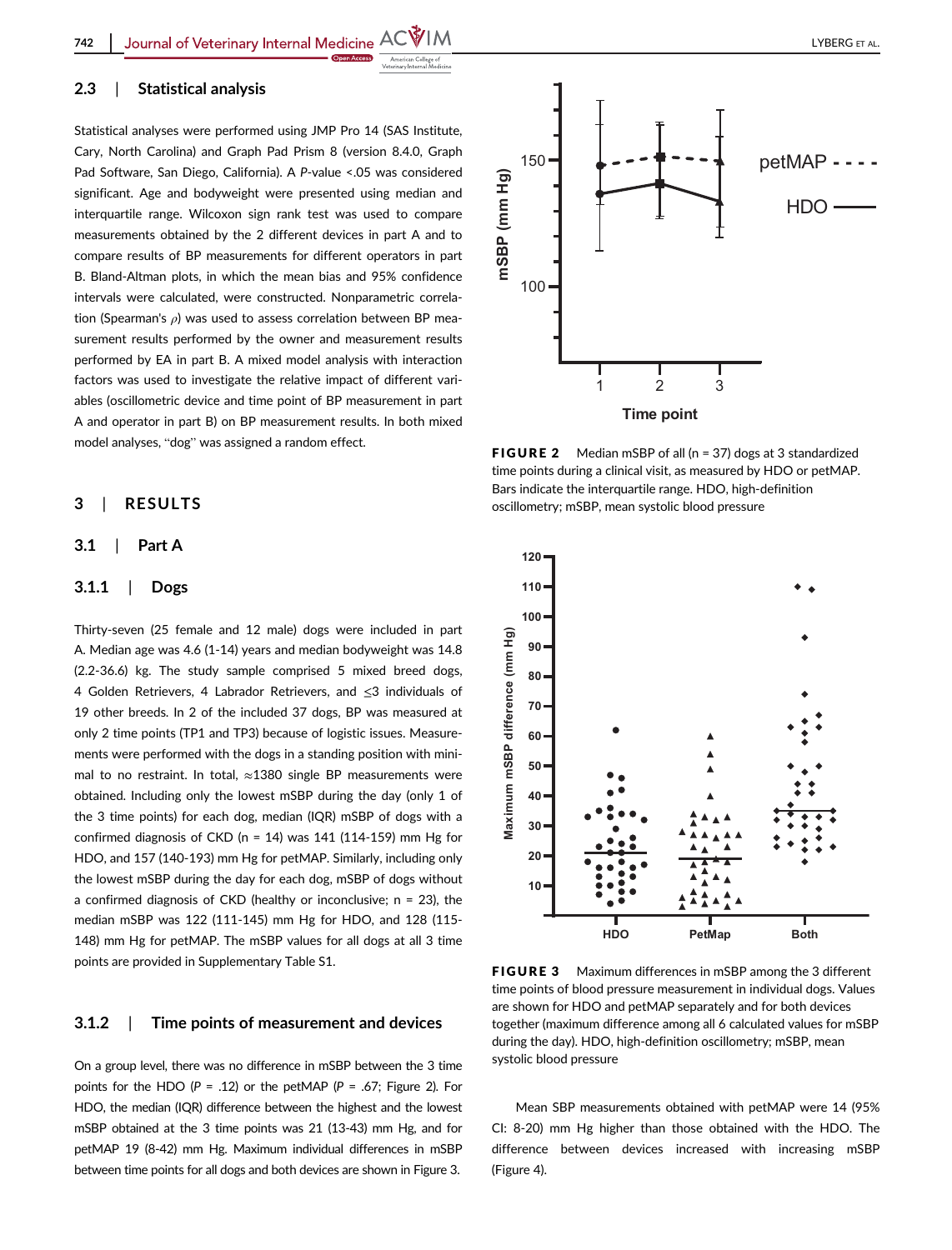### 2.3 | Statistical analysis

Statistical analyses were performed using JMP Pro 14 (SAS Institute, Cary, North Carolina) and Graph Pad Prism 8 (version 8.4.0, Graph Pad Software, San Diego, California). A *P*-value <.05 was considered significant. Age and bodyweight were presented using median and interquartile range. Wilcoxon sign rank test was used to compare measurements obtained by the 2 different devices in part A and to compare results of BP measurements for different operators in part B. Bland-Altman plots, in which the mean bias and 95% confidence intervals were calculated, were constructed. Nonparametric correlation (Spearman's $\rho$) was used to assess correlation between BP measurement results performed by the owner and measurement results performed by EA in part B. A mixed model analysis with interaction factors was used to investigate the relative impact of different variables (oscillometric device and time point of BP measurement in part A and operator in part B) on BP measurement results. In both mixed model analyses, "dog" was assigned a random effect.

## 3 | RESULTS

### 3.1 | Part A

#### 3.1.1 | Dogs

Thirty-seven (25 female and 12 male) dogs were included in part A. Median age was 4.6 (1-14) years and median bodyweight was 14.8 (2.2-36.6) kg. The study sample comprised 5 mixed breed dogs, 4 Golden Retrievers, 4 Labrador Retrievers, and ≤3 individuals of 19 other breeds. In 2 of the included 37 dogs, BP was measured at only 2 time points (TP1 and TP3) because of logistic issues. Measurements were performed with the dogs in a standing position with minimal to no restraint. In total, ≈1380 single BP measurements were obtained. Including only the lowest mSBP during the day (only 1 of the 3 time points) for each dog, median (IQR) mSBP of dogs with a confirmed diagnosis of CKD (n = 14) was 141 (114-159) mm Hg for HDO, and 157 (140-193) mm Hg for petMAP. Similarly, including only the lowest mSBP during the day for each dog, mSBP of dogs without a confirmed diagnosis of CKD (healthy or inconclusive; n = 23), the median mSBP was 122 (111-145) mm Hg for HDO, and 128 (115-148) mm Hg for petMAP. The mSBP values for all dogs at all 3 time points are provided in Supplementary Table S1.

#### 3.1.2 | Time points of measurement and devices

On a group level, there was no difference in mSBP between the 3 time points for the HDO (*P* = .12) or the petMAP (*P* = .67; Figure 2). For HDO, the median (IQR) difference between the highest and the lowest mSBP obtained at the 3 time points was 21 (13-43) mm Hg, and for petMAP 19 (8-42) mm Hg. Maximum individual differences in mSBP between time points for all dogs and both devices are shown in Figure 3.

**FIGURE 2** Median mSBP of all (n = 37) dogs at 3 standardized time points during a clinical visit, as measured by HDO or petMAP. Bars indicate the interquartile range. HDO, high-definition oscillometry; mSBP, mean systolic blood pressure

**FIGURE 3** Maximum differences in mSBP among the 3 different time points of blood pressure measurement in individual dogs. Values are shown for HDO and petMAP separately and for both devices together (maximum difference among all 6 calculated values for mSBP during the day). HDO, high-definition oscillometry; mSBP, mean systolic blood pressure

Mean SBP measurements obtained with petMAP were 14 (95% CI: 8-20) mm Hg higher than those obtained with the HDO. The difference between devices increased with increasing mSBP (Figure 4).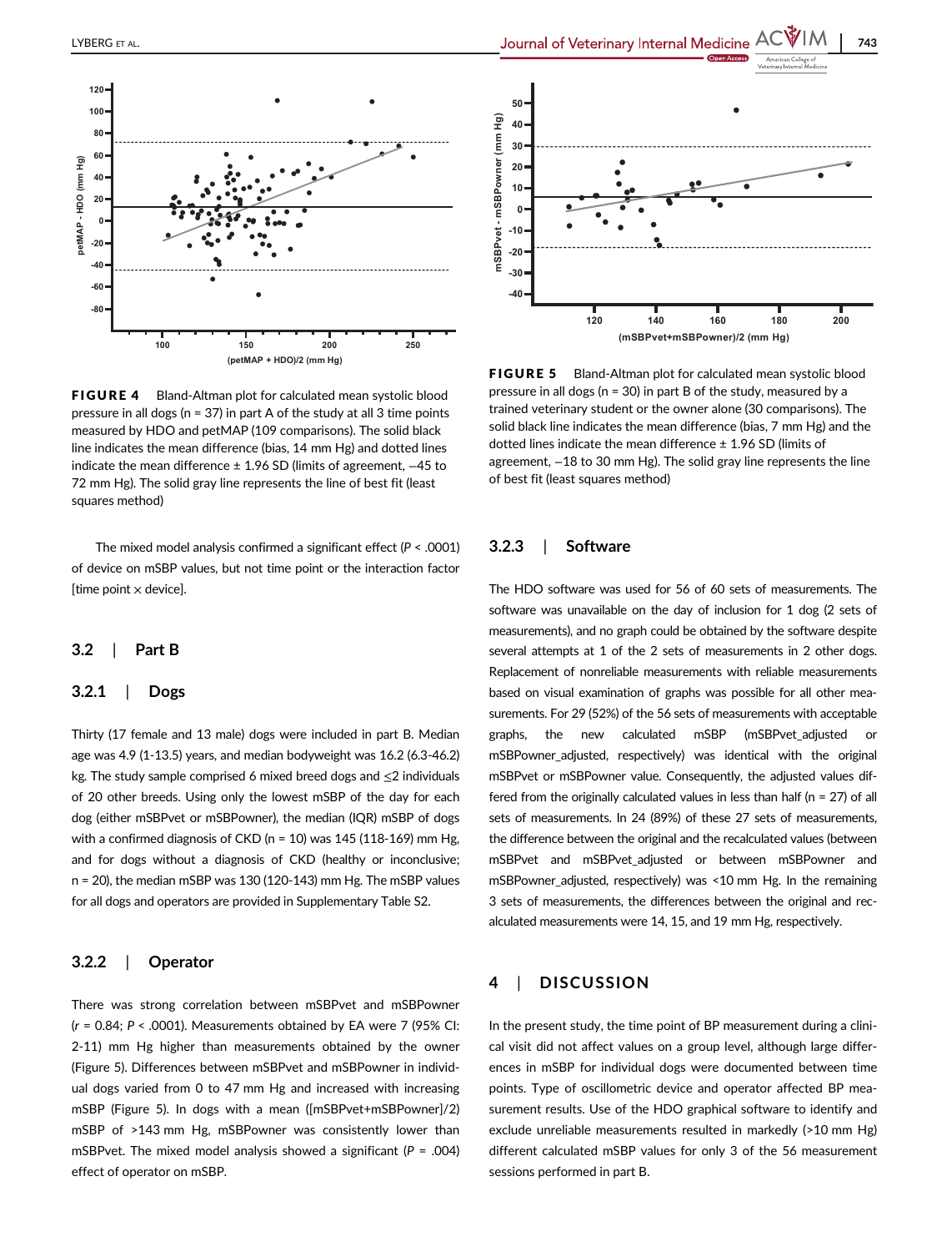**FIGURE 4** Bland-Altman plot for calculated mean systolic blood pressure in all dogs (n = 37) in part A of the study at all 3 time points measured by HDO and petMAP (109 comparisons). The solid black line indicates the mean difference (bias, 14 mm Hg) and dotted lines indicate the mean difference ± 1.96 SD (limits of agreement, −45 to 72 mm Hg). The solid gray line represents the line of best fit (least squares method)

The mixed model analysis confirmed a significant effect ($P < .0001$) of device on mSBP values, but not time point or the interaction factor [time point × device].

## 3.2 | Part B

### 3.2.1 | Dogs

Thirty (17 female and 13 male) dogs were included in part B. Median age was 4.9 (1-13.5) years, and median bodyweight was 16.2 (6.3-46.2) kg. The study sample comprised 6 mixed breed dogs and ≤2 individuals of 20 other breeds. Using only the lowest mSBP of the day for each dog (either mSBPvet or mSBPowner), the median (IQR) mSBP of dogs with a confirmed diagnosis of CKD (n = 10) was 145 (118-169) mm Hg, and for dogs without a diagnosis of CKD (healthy or inconclusive; n = 20), the median mSBP was 130 (120-143) mm Hg. The mSBP values for all dogs and operators are provided in Supplementary Table S2.

### 3.2.2 | Operator

There was strong correlation between mSBPvet and mSBPowner ($r = 0.84$; $P < .0001$). Measurements obtained by EA were 7 (95% CI: 2-11) mm Hg higher than measurements obtained by the owner (Figure 5). Differences between mSBPvet and mSBPowner in individual dogs varied from 0 to 47 mm Hg and increased with increasing mSBP (Figure 5). In dogs with a mean ([mSBPvet+mSBPowner]/2) mSBP of >143 mm Hg, mSBPowner was consistently lower than mSBPvet. The mixed model analysis showed a significant ($P = .004$) effect of operator on mSBP.

**FIGURE 5** Bland-Altman plot for calculated mean systolic blood pressure in all dogs (n = 30) in part B of the study, measured by a trained veterinary student or the owner alone (30 comparisons). The solid black line indicates the mean difference (bias, 7 mm Hg) and the dotted lines indicate the mean difference ± 1.96 SD (limits of agreement, −18 to 30 mm Hg). The solid gray line represents the line of best fit (least squares method)

### 3.2.3 | Software

The HDO software was used for 56 of 60 sets of measurements. The software was unavailable on the day of inclusion for 1 dog (2 sets of measurements), and no graph could be obtained by the software despite several attempts at 1 of the 2 sets of measurements in 2 other dogs. Replacement of nonreliable measurements with reliable measurements based on visual examination of graphs was possible for all other measurements. For 29 (52%) of the 56 sets of measurements with acceptable graphs, the new calculated mSBP (mSBPvet_adjusted or mSBPowner_adjusted, respectively) was identical with the original mSBPvet or mSBPowner value. Consequently, the adjusted values differed from the originally calculated values in less than half (n = 27) of all sets of measurements. In 24 (89%) of these 27 sets of measurements, the difference between the original and the recalculated values (between mSBPvet and mSBPvet_adjusted or between mSBPowner and mSBPowner_adjusted, respectively) was <10 mm Hg. In the remaining 3 sets of measurements, the differences between the original and recalculated measurements were 14, 15, and 19 mm Hg, respectively.

# 4 | DISCUSSION

In the present study, the time point of BP measurement during a clinical visit did not affect values on a group level, although large differences in mSBP for individual dogs were documented between time points. Type of oscillometric device and operator affected BP measurement results. Use of the HDO graphical software to identify and exclude unreliable measurements resulted in markedly (>10 mm Hg) different calculated mSBP values for only 3 of the 56 measurement sessions performed in part B.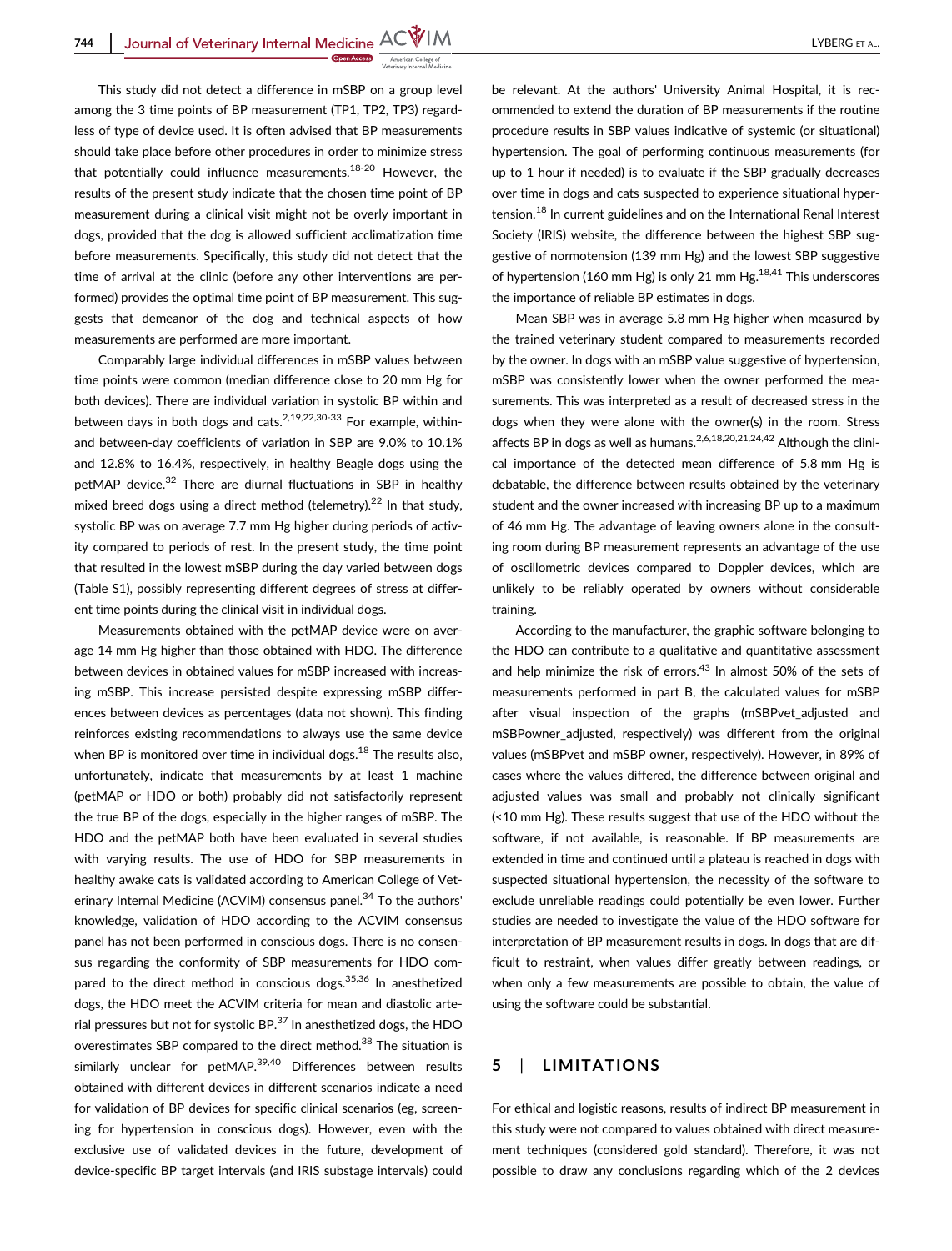This study did not detect a difference in mSBP on a group level among the 3 time points of BP measurement (TP1, TP2, TP3) regardless of type of device used. It is often advised that BP measurements should take place before other procedures in order to minimize stress that potentially could influence measurements.[18-20] However, the results of the present study indicate that the chosen time point of BP measurement during a clinical visit might not be overly important in dogs, provided that the dog is allowed sufficient acclimatization time before measurements. Specifically, this study did not detect that the time of arrival at the clinic (before any other interventions are performed) provides the optimal time point of BP measurement. This suggests that demeanor of the dog and technical aspects of how measurements are performed are more important.

Comparably large individual differences in mSBP values between time points were common (median difference close to 20 mm Hg for both devices). There are individual variation in systolic BP within and between days in both dogs and cats.[2,19,22,30-33] For example, within- and between-day coefficients of variation in SBP are 9.0% to 10.1% and 12.8% to 16.4%, respectively, in healthy Beagle dogs using the petMAP device.[32] There are diurnal fluctuations in SBP in healthy mixed breed dogs using a direct method (telemetry).[22] In that study, systolic BP was on average 7.7 mm Hg higher during periods of activity compared to periods of rest. In the present study, the time point that resulted in the lowest mSBP during the day varied between dogs (Table S1), possibly representing different degrees of stress at different time points during the clinical visit in individual dogs.

Measurements obtained with the petMAP device were on average 14 mm Hg higher than those obtained with HDO. The difference between devices in obtained values for mSBP increased with increasing mSBP. This increase persisted despite expressing mSBP differences between devices as percentages (data not shown). This finding reinforces existing recommendations to always use the same device when BP is monitored over time in individual dogs.[18] The results also, unfortunately, indicate that measurements by at least 1 machine (petMAP or HDO or both) probably did not satisfactorily represent the true BP of the dogs, especially in the higher ranges of mSBP. The HDO and the petMAP both have been evaluated in several studies with varying results. The use of HDO for SBP measurements in healthy awake cats is validated according to American College of Veterinary Internal Medicine (ACVIM) consensus panel.[34] To the authors' knowledge, validation of HDO according to the ACVIM consensus panel has not been performed in conscious dogs. There is no consensus regarding the conformity of SBP measurements for HDO compared to the direct method in conscious dogs.[35,36] In anesthetized dogs, the HDO meet the ACVIM criteria for mean and diastolic arterial pressures but not for systolic BP.[37] In anesthetized dogs, the HDO overestimates SBP compared to the direct method.[38] The situation is similarly unclear for petMAP.[39,40] Differences between results obtained with different devices in different scenarios indicate a need for validation of BP devices for specific clinical scenarios (eg, screening for hypertension in conscious dogs). However, even with the exclusive use of validated devices in the future, development of device-specific BP target intervals (and IRIS substage intervals) could be relevant. At the authors' University Animal Hospital, it is recommended to extend the duration of BP measurements if the routine procedure results in SBP values indicative of systemic (or situational) hypertension. The goal of performing continuous measurements (for up to 1 hour if needed) is to evaluate if the SBP gradually decreases over time in dogs and cats suspected to experience situational hypertension.[18] In current guidelines and on the International Renal Interest Society (IRIS) website, the difference between the highest SBP suggestive of normotension (139 mm Hg) and the lowest SBP suggestive of hypertension (160 mm Hg) is only 21 mm Hg.[18,41] This underscores the importance of reliable BP estimates in dogs.

Mean SBP was in average 5.8 mm Hg higher when measured by the trained veterinary student compared to measurements recorded by the owner. In dogs with an mSBP value suggestive of hypertension, mSBP was consistently lower when the owner performed the measurements. This was interpreted as a result of decreased stress in the dogs when they were alone with the owner(s) in the room. Stress affects BP in dogs as well as humans.[2,6,18,20,21,24,42] Although the clinical importance of the detected mean difference of 5.8 mm Hg is debatable, the difference between results obtained by the veterinary student and the owner increased with increasing BP up to a maximum of 46 mm Hg. The advantage of leaving owners alone in the consulting room during BP measurement represents an advantage of the use of oscillometric devices compared to Doppler devices, which are unlikely to be reliably operated by owners without considerable training.

According to the manufacturer, the graphic software belonging to the HDO can contribute to a qualitative and quantitative assessment and help minimize the risk of errors.[43] In almost 50% of the sets of measurements performed in part B, the calculated values for mSBP after visual inspection of the graphs (mSBPvet_adjusted and mSBPowner_adjusted, respectively) was different from the original values (mSBPvet and mSBP owner, respectively). However, in 89% of cases where the values differed, the difference between original and adjusted values was small and probably not clinically significant (<10 mm Hg). These results suggest that use of the HDO without the software, if not available, is reasonable. If BP measurements are extended in time and continued until a plateau is reached in dogs with suspected situational hypertension, the necessity of the software to exclude unreliable readings could potentially be even lower. Further studies are needed to investigate the value of the HDO software for interpretation of BP measurement results in dogs. In dogs that are difficult to restraint, when values differ greatly between readings, or when only a few measurements are possible to obtain, the value of using the software could be substantial.

## 5 | LIMITATIONS

For ethical and logistic reasons, results of indirect BP measurement in this study were not compared to values obtained with direct measurement techniques (considered gold standard). Therefore, it was not possible to draw any conclusions regarding which of the 2 devices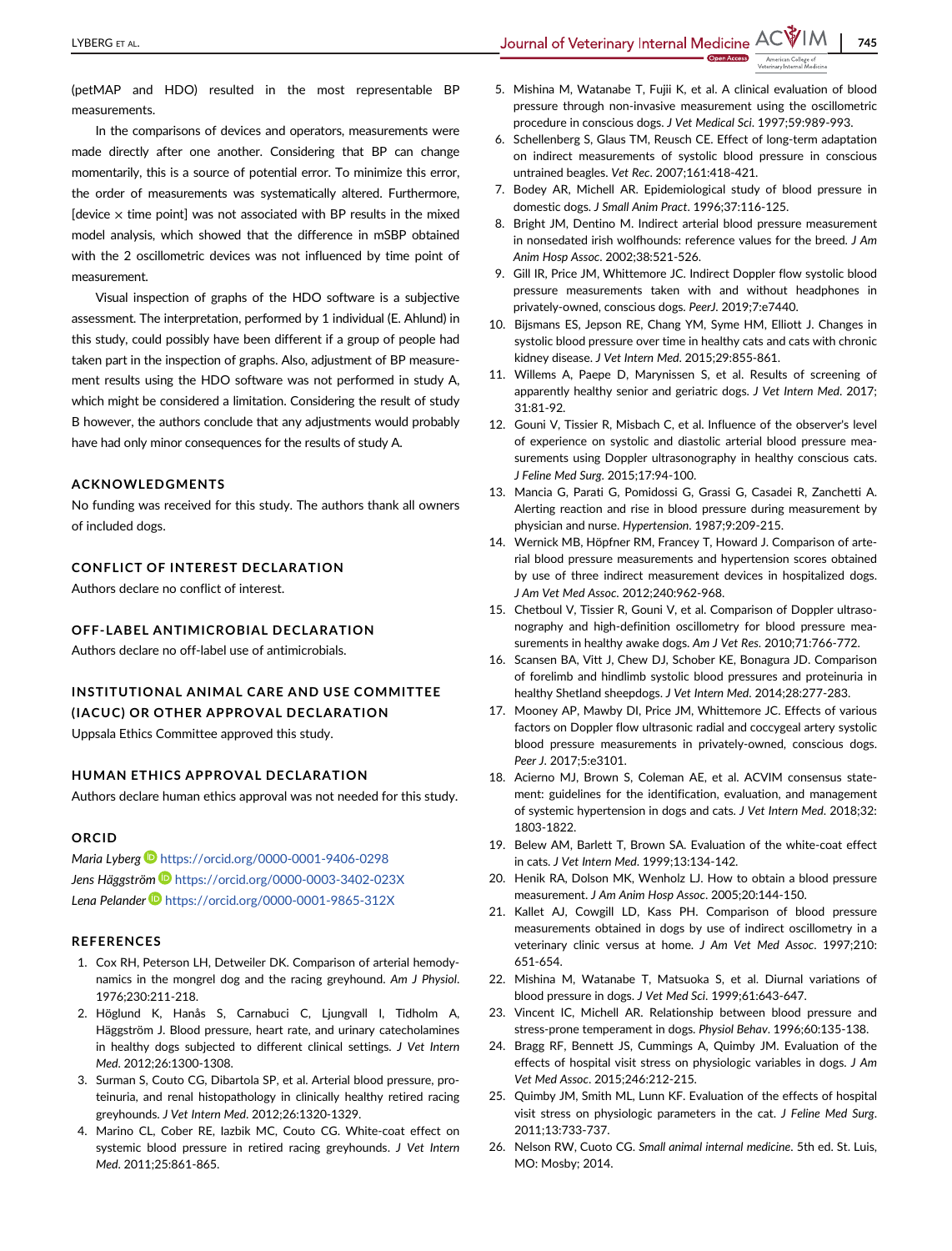(petMAP and HDO) resulted in the most representable BP measurements.

In the comparisons of devices and operators, measurements were made directly after one another. Considering that BP can change momentarily, this is a source of potential error. To minimize this error, the order of measurements was systematically altered. Furthermore, [device × time point] was not associated with BP results in the mixed model analysis, which showed that the difference in mSBP obtained with the 2 oscillometric devices was not influenced by time point of measurement.

Visual inspection of graphs of the HDO software is a subjective assessment. The interpretation, performed by 1 individual (E. Ahlund) in this study, could possibly have been different if a group of people had taken part in the inspection of graphs. Also, adjustment of BP measurement results using the HDO software was not performed in study A, which might be considered a limitation. Considering the result of study B however, the authors conclude that any adjustments would probably have had only minor consequences for the results of study A.

## ACKNOWLEDGMENTS

No funding was received for this study. The authors thank all owners of included dogs.

## CONFLICT OF INTEREST DECLARATION

Authors declare no conflict of interest.

## OFF-LABEL ANTIMICROBIAL DECLARATION

Authors declare no off-label use of antimicrobials.

## INSTITUTIONAL ANIMAL CARE AND USE COMMITTEE (IACUC) OR OTHER APPROVAL DECLARATION

Uppsala Ethics Committee approved this study.

## HUMAN ETHICS APPROVAL DECLARATION

Authors declare human ethics approval was not needed for this study.

## ORCID

*Maria Lyberg* https://orcid.org/0000-0001-9406-0298
*Jens Häggström* https://orcid.org/0000-0003-3402-023X
*Lena Pelander* https://orcid.org/0000-0001-9865-312X

## REFERENCES

1. Cox RH, Peterson LH, Detweiler DK. Comparison of arterial hemodynamics in the mongrel dog and the racing greyhound. *Am J Physiol*. 1976;230:211-218.
2. Höglund K, Hanås S, Carnabuci C, Ljungvall I, Tidholm A, Häggström J. Blood pressure, heart rate, and urinary catecholamines in healthy dogs subjected to different clinical settings. *J Vet Intern Med*. 2012;26:1300-1308.
3. Surman S, Couto CG, Dibartola SP, et al. Arterial blood pressure, proteinuria, and renal histopathology in clinically healthy retired racing greyhounds. *J Vet Intern Med*. 2012;26:1320-1329.
4. Marino CL, Cober RE, Iazbik MC, Couto CG. White-coat effect on systemic blood pressure in retired racing greyhounds. *J Vet Intern Med*. 2011;25:861-865.
5. Mishina M, Watanabe T, Fujii K, et al. A clinical evaluation of blood pressure through non-invasive measurement using the oscillometric procedure in conscious dogs. *J Vet Medical Sci*. 1997;59:989-993.
6. Schellenberg S, Glaus TM, Reusch CE. Effect of long-term adaptation on indirect measurements of systolic blood pressure in conscious untrained beagles. *Vet Rec*. 2007;161:418-421.
7. Bodey AR, Michell AR. Epidemiological study of blood pressure in domestic dogs. *J Small Anim Pract*. 1996;37:116-125.
8. Bright JM, Dentino M. Indirect arterial blood pressure measurement in nonsedated irish wolfhounds: reference values for the breed. *J Am Anim Hosp Assoc*. 2002;38:521-526.
9. Gill IR, Price JM, Whittemore JC. Indirect Doppler flow systolic blood pressure measurements taken with and without headphones in privately-owned, conscious dogs. *PeerJ*. 2019;7:e7440.
10. Bijsmans ES, Jepson RE, Chang YM, Syme HM, Elliott J. Changes in systolic blood pressure over time in healthy cats and cats with chronic kidney disease. *J Vet Intern Med*. 2015;29:855-861.
11. Willems A, Paepe D, Marynissen S, et al. Results of screening of apparently healthy senior and geriatric dogs. *J Vet Intern Med*. 2017;31:81-92.
12. Gouni V, Tissier R, Misbach C, et al. Influence of the observer's level of experience on systolic and diastolic arterial blood pressure measurements using Doppler ultrasonography in healthy conscious cats. *J Feline Med Surg*. 2015;17:94-100.
13. Mancia G, Parati G, Pomidossi G, Grassi G, Casadei R, Zanchetti A. Alerting reaction and rise in blood pressure during measurement by physician and nurse. *Hypertension*. 1987;9:209-215.
14. Wernick MB, Höpfner RM, Francey T, Howard J. Comparison of arterial blood pressure measurements and hypertension scores obtained by use of three indirect measurement devices in hospitalized dogs. *J Am Vet Med Assoc*. 2012;240:962-968.
15. Chetboul V, Tissier R, Gouni V, et al. Comparison of Doppler ultrasonography and high-definition oscillometry for blood pressure measurements in healthy awake dogs. *Am J Vet Res*. 2010;71:766-772.
16. Scansen BA, Vitt J, Chew DJ, Schober KE, Bonagura JD. Comparison of forelimb and hindlimb systolic blood pressures and proteinuria in healthy Shetland sheepdogs. *J Vet Intern Med*. 2014;28:277-283.
17. Mooney AP, Mawby DI, Price JM, Whittemore JC. Effects of various factors on Doppler flow ultrasonic radial and coccygeal artery systolic blood pressure measurements in privately-owned, conscious dogs. *Peer J*. 2017;5:e3101.
18. Acierno MJ, Brown S, Coleman AE, et al. ACVIM consensus statement: guidelines for the identification, evaluation, and management of systemic hypertension in dogs and cats. *J Vet Intern Med*. 2018;32:1803-1822.
19. Belew AM, Barlett T, Brown SA. Evaluation of the white-coat effect in cats. *J Vet Intern Med*. 1999;13:134-142.
20. Henik RA, Dolson MK, Wenholz LJ. How to obtain a blood pressure measurement. *J Am Anim Hosp Assoc*. 2005;20:144-150.
21. Kallet AJ, Cowgill LD, Kass PH. Comparison of blood pressure measurements obtained in dogs by use of indirect oscillometry in a veterinary clinic versus at home. *J Am Vet Med Assoc*. 1997;210:651-654.
22. Mishina M, Watanabe T, Matsuoka S, et al. Diurnal variations of blood pressure in dogs. *J Vet Med Sci*. 1999;61:643-647.
23. Vincent IC, Michell AR. Relationship between blood pressure and stress-prone temperament in dogs. *Physiol Behav*. 1996;60:135-138.
24. Bragg RF, Bennett JS, Cummings A, Quimby JM. Evaluation of the effects of hospital visit stress on physiologic variables in dogs. *J Am Vet Med Assoc*. 2015;246:212-215.
25. Quimby JM, Smith ML, Lunn KF. Evaluation of the effects of hospital visit stress on physiologic parameters in the cat. *J Feline Med Surg*. 2011;13:733-737.
26. Nelson RW, Cuoto CG. *Small animal internal medicine*. 5th ed. St. Luis, MO: Mosby; 2014.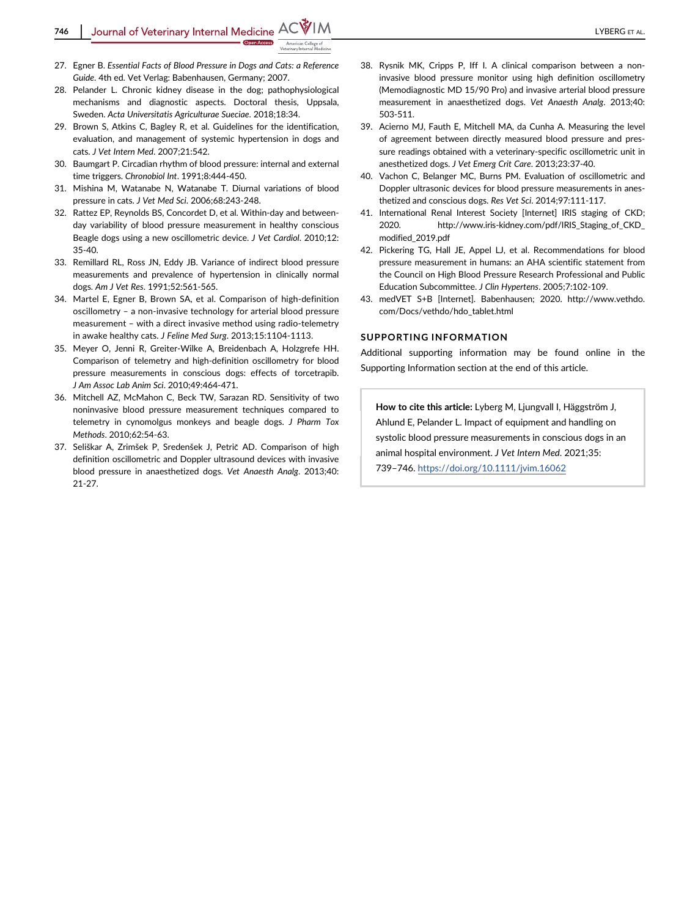27. Egner B. *Essential Facts of Blood Pressure in Dogs and Cats: a Reference Guide*. 4th ed. Vet Verlag: Babenhausen, Germany; 2007.
28. Pelander L. Chronic kidney disease in the dog; pathophysiological mechanisms and diagnostic aspects. Doctoral thesis, Uppsala, Sweden. *Acta Universitatis Agriculturae Sueciae*. 2018;18:34.
29. Brown S, Atkins C, Bagley R, et al. Guidelines for the identification, evaluation, and management of systemic hypertension in dogs and cats. *J Vet Intern Med*. 2007;21:542.
30. Baumgart P. Circadian rhythm of blood pressure: internal and external time triggers. *Chronobiol Int*. 1991;8:444-450.
31. Mishina M, Watanabe N, Watanabe T. Diurnal variations of blood pressure in cats. *J Vet Med Sci*. 2006;68:243-248.
32. Rattez EP, Reynolds BS, Concordet D, et al. Within-day and between-day variability of blood pressure measurement in healthy conscious Beagle dogs using a new oscillometric device. *J Vet Cardiol*. 2010;12:35-40.
33. Remillard RL, Ross JN, Eddy JB. Variance of indirect blood pressure measurements and prevalence of hypertension in clinically normal dogs. *Am J Vet Res*. 1991;52:561-565.
34. Martel E, Egner B, Brown SA, et al. Comparison of high-definition oscillometry – a non-invasive technology for arterial blood pressure measurement – with a direct invasive method using radio-telemetry in awake healthy cats. *J Feline Med Surg*. 2013;15:1104-1113.
35. Meyer O, Jenni R, Greiter-Wilke A, Breidenbach A, Holzgrefe HH. Comparison of telemetry and high-definition oscillometry for blood pressure measurements in conscious dogs: effects of torcetrapib. *J Am Assoc Lab Anim Sci*. 2010;49:464-471.
36. Mitchell AZ, McMahon C, Beck TW, Sarazan RD. Sensitivity of two noninvasive blood pressure measurement techniques compared to telemetry in cynomolgus monkeys and beagle dogs. *J Pharm Tox Methods*. 2010;62:54-63.
37. Seliškar A, Zrimšek P, Sredenšek J, Petrič AD. Comparison of high definition oscillometric and Doppler ultrasound devices with invasive blood pressure in anaesthetized dogs. *Vet Anaesth Analg*. 2013;40:21-27.
38. Rysnik MK, Cripps P, Iff I. A clinical comparison between a non-invasive blood pressure monitor using high definition oscillometry (Memodiagnostic MD 15/90 Pro) and invasive arterial blood pressure measurement in anaesthetized dogs. *Vet Anaesth Analg*. 2013;40:503-511.
39. Acierno MJ, Fauth E, Mitchell MA, da Cunha A. Measuring the level of agreement between directly measured blood pressure and pressure readings obtained with a veterinary-specific oscillometric unit in anesthetized dogs. *J Vet Emerg Crit Care*. 2013;23:37-40.
40. Vachon C, Belanger MC, Burns PM. Evaluation of oscillometric and Doppler ultrasonic devices for blood pressure measurements in anesthetized and conscious dogs. *Res Vet Sci*. 2014;97:111-117.
41. International Renal Interest Society [Internet] IRIS staging of CKD; 2020. http://www.iris-kidney.com/pdf/IRIS_Staging_of_CKD_modified_2019.pdf
42. Pickering TG, Hall JE, Appel LJ, et al. Recommendations for blood pressure measurement in humans: an AHA scientific statement from the Council on High Blood Pressure Research Professional and Public Education Subcommittee. *J Clin Hypertens*. 2005;7:102-109.
43. medVET S+B [Internet]. Babenhausen; 2020. http://www.vethdo.com/Docs/vethdo/hdo_tablet.html

## SUPPORTING INFORMATION

Additional supporting information may be found online in the Supporting Information section at the end of this article.

**How to cite this article:** Lyberg M, Ljungvall I, Häggström J, Ahlund E, Pelander L. Impact of equipment and handling on systolic blood pressure measurements in conscious dogs in an animal hospital environment. *J Vet Intern Med*. 2021;35:739–746. https://doi.org/10.1111/jvim.16062